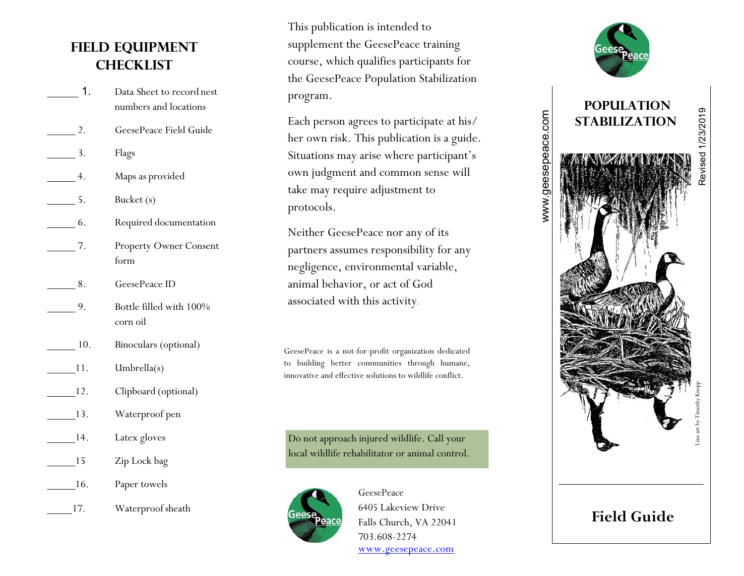## FIELD EQUIPMENT CHECKLIST

______ 1. Data Sheet to record nest numbers and locations

______ 2. GeesePeace Field Guide

______ 3. Flags

______ 4. Maps as provided

______ 5. Bucket (s)

______ 6. Required documentation

______ 7. Property Owner Consent form

______ 8. GeesePeace ID

______ 9. Bottle filled with 100% corn oil

______ 10. Binoculars (optional)

______ 11. Umbrella(s)

______ 12. Clipboard (optional)

______ 13. Waterproof pen

______ 14. Latex gloves

______ 15 Zip Lock bag

______ 16. Paper towels

______ 17. Waterproof sheath

This publication is intended to supplement the GeesePeace training course, which qualifies participants for the GeesePeace Population Stabilization program.

Each person agrees to participate at his/her own risk. This publication is a guide. Situations may arise where participant's own judgment and common sense will take may require adjustment to protocols.

Neither GeesePeace nor any of its partners assumes responsibility for any negligence, environmental variable, animal behavior, or act of God associated with this activity.

GeesePeace is a not-for-profit organization dedicated to building better communities through humane, innovative and effective solutions to wildlife conflict.

Do not approach injured wildlife. Call your local wildlife rehabilitator or animal control.

GeesePeace
6405 Lakeview Drive
Falls Church, VA 22041
703.608-2274
www.geesepeace.com

www.geesepeace.com

# POPULATION STABILIZATION

Revised 1/23/2019

Line art by Timothy Knepp

# Field Guide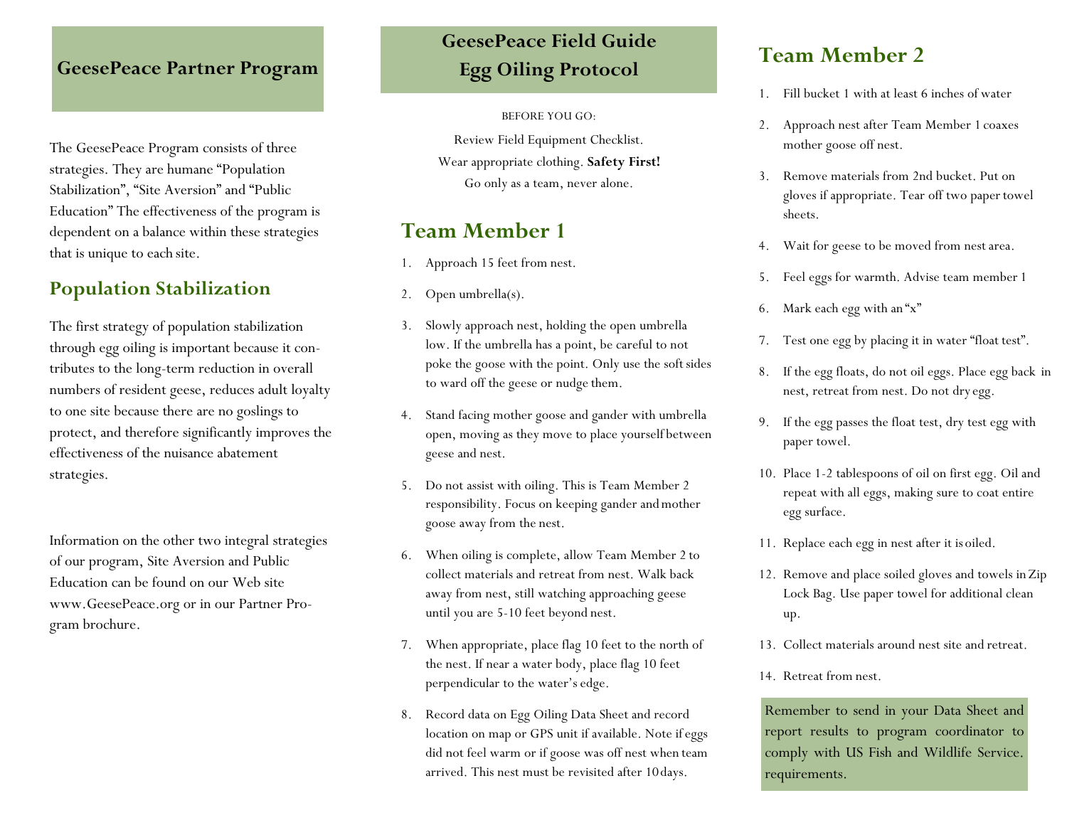## GeesePeace Partner Program

The GeesePeace Program consists of three strategies. They are humane "Population Stabilization", "Site Aversion" and "Public Education" The effectiveness of the program is dependent on a balance within these strategies that is unique to each site.

## Population Stabilization

The first strategy of population stabilization through egg oiling is important because it contributes to the long-term reduction in overall numbers of resident geese, reduces adult loyalty to one site because there are no goslings to protect, and therefore significantly improves the effectiveness of the nuisance abatement strategies.

Information on the other two integral strategies of our program, Site Aversion and Public Education can be found on our Web site www.GeesePeace.org or in our Partner Program brochure.

## GeesePeace Field Guide Egg Oiling Protocol

BEFORE YOU GO:

Review Field Equipment Checklist.

Wear appropriate clothing. **Safety First!**

Go only as a team, never alone.

## Team Member 1

1. Approach 15 feet from nest.
2. Open umbrella(s).
3. Slowly approach nest, holding the open umbrella low. If the umbrella has a point, be careful to not poke the goose with the point. Only use the soft sides to ward off the geese or nudge them.
4. Stand facing mother goose and gander with umbrella open, moving as they move to place yourself between geese and nest.
5. Do not assist with oiling. This is Team Member 2 responsibility. Focus on keeping gander and mother goose away from the nest.
6. When oiling is complete, allow Team Member 2 to collect materials and retreat from nest. Walk back away from nest, still watching approaching geese until you are 5-10 feet beyond nest.
7. When appropriate, place flag 10 feet to the north of the nest. If near a water body, place flag 10 feet perpendicular to the water's edge.
8. Record data on Egg Oiling Data Sheet and record location on map or GPS unit if available. Note if eggs did not feel warm or if goose was off nest when team arrived. This nest must be revisited after 10 days.

## Team Member 2

1. Fill bucket 1 with at least 6 inches of water
2. Approach nest after Team Member 1 coaxes mother goose off nest.
3. Remove materials from 2nd bucket. Put on gloves if appropriate. Tear off two paper towel sheets.
4. Wait for geese to be moved from nest area.
5. Feel eggs for warmth. Advise team member 1
6. Mark each egg with an "x"
7. Test one egg by placing it in water "float test".
8. If the egg floats, do not oil eggs. Place egg back in nest, retreat from nest. Do not dry egg.
9. If the egg passes the float test, dry test egg with paper towel.
10. Place 1-2 tablespoons of oil on first egg. Oil and repeat with all eggs, making sure to coat entire egg surface.
11. Replace each egg in nest after it is oiled.
12. Remove and place soiled gloves and towels in Zip Lock Bag. Use paper towel for additional clean up.
13. Collect materials around nest site and retreat.
14. Retreat from nest.

Remember to send in your Data Sheet and report results to program coordinator to comply with US Fish and Wildlife Service. requirements.